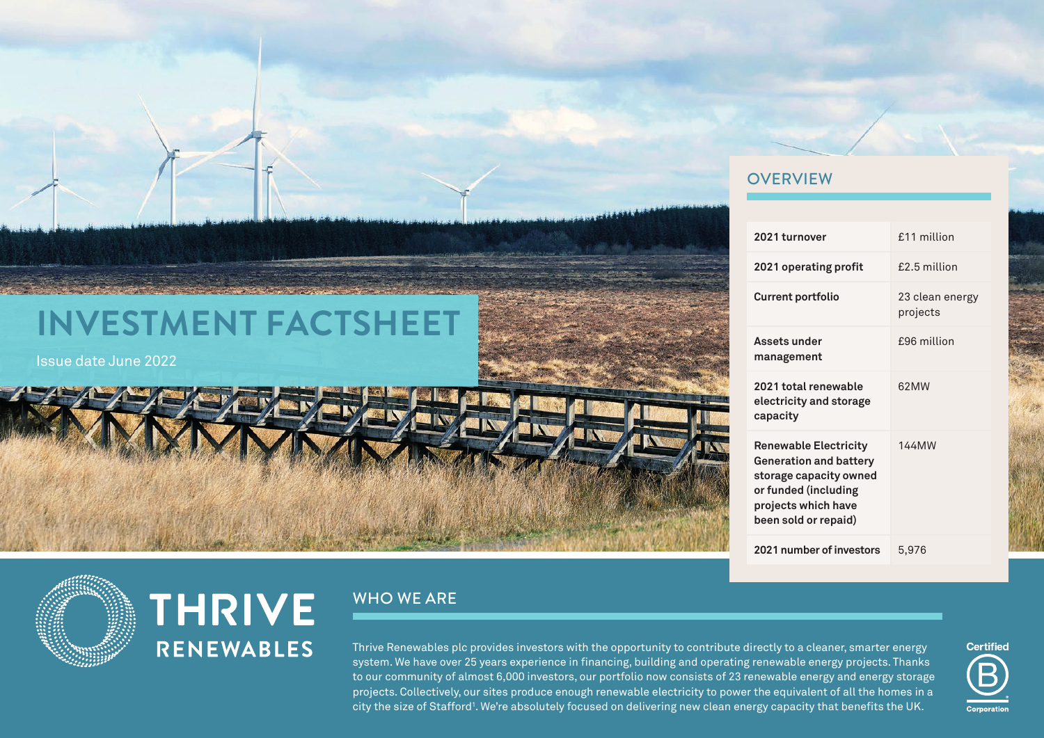# INVESTMENT FACTSHEET

Issue date June 2022

## OVERVIEW

| | |
|---|---|
| **2021 turnover** | £11 million |
| **2021 operating profit** | £2.5 million |
| **Current portfolio** | 23 clean energy projects |
| **Assets under management** | £96 million |
| **2021 total renewable electricity and storage capacity** | 62MW |
| **Renewable Electricity Generation and battery storage capacity owned or funded (including projects which have been sold or repaid)** | 144MW |
| **2021 number of investors** | 5,976 |

THRIVE RENEWABLES

## WHO WE ARE

Thrive Renewables plc provides investors with the opportunity to contribute directly to a cleaner, smarter energy system. We have over 25 years experience in financing, building and operating renewable energy projects. Thanks to our community of almost 6,000 investors, our portfolio now consists of 23 renewable energy and energy storage projects. Collectively, our sites produce enough renewable electricity to power the equivalent of all the homes in a city the size of Stafford[1]. We're absolutely focused on delivering new clean energy capacity that benefits the UK.

Certified B Corporation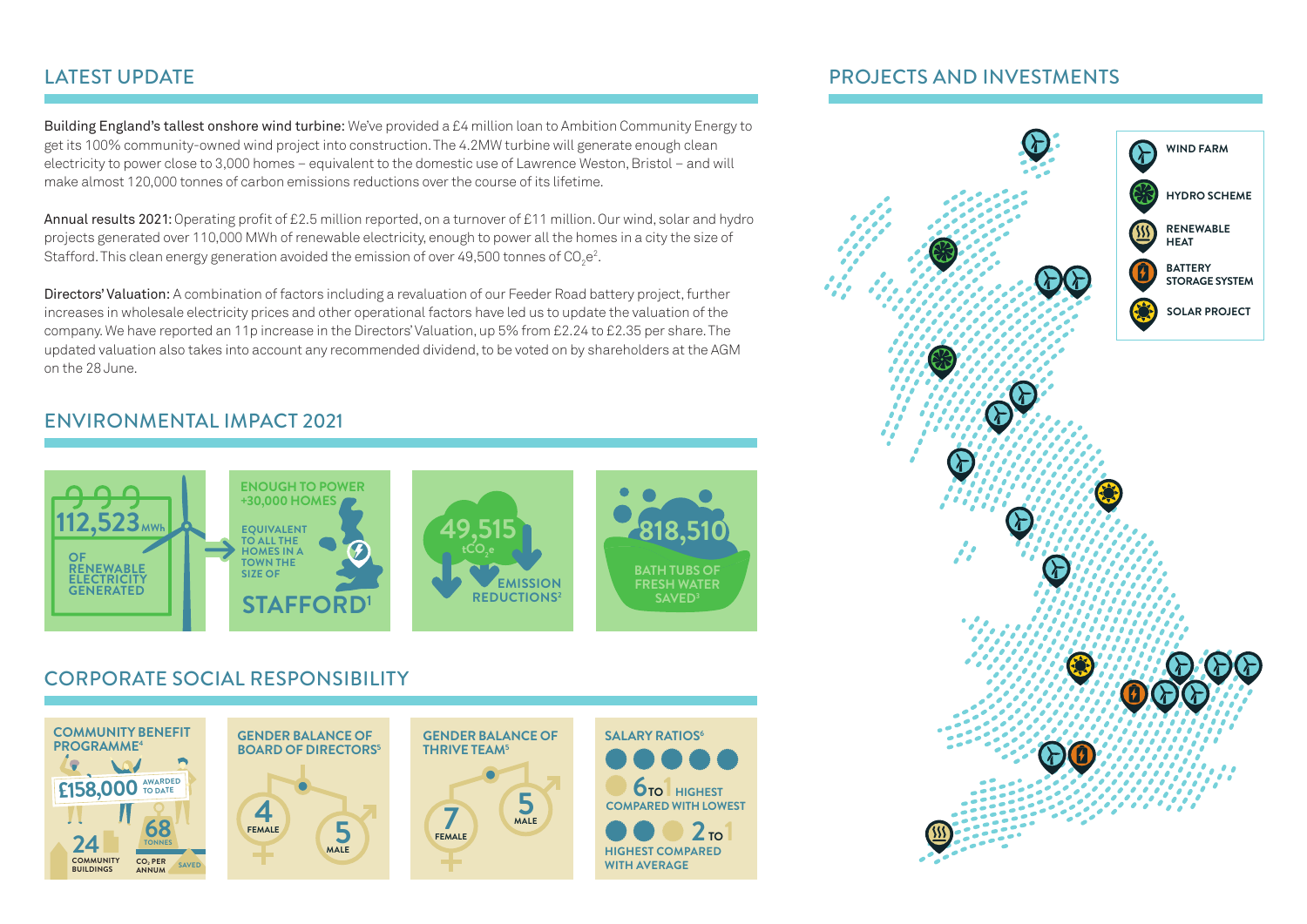## LATEST UPDATE

**Building England's tallest onshore wind turbine:** We've provided a £4 million loan to Ambition Community Energy to get its 100% community-owned wind project into construction. The 4.2MW turbine will generate enough clean electricity to power close to 3,000 homes – equivalent to the domestic use of Lawrence Weston, Bristol – and will make almost 120,000 tonnes of carbon emissions reductions over the course of its lifetime.

**Annual results 2021:** Operating profit of £2.5 million reported, on a turnover of £11 million. Our wind, solar and hydro projects generated over 110,000 MWh of renewable electricity, enough to power all the homes in a city the size of Stafford. This clean energy generation avoided the emission of over 49,500 tonnes of $CO_2e$[2].

**Directors' Valuation:** A combination of factors including a revaluation of our Feeder Road battery project, further increases in wholesale electricity prices and other operational factors have led us to update the valuation of the company. We have reported an 11p increase in the Directors' Valuation, up 5% from £2.24 to £2.35 per share. The updated valuation also takes into account any recommended dividend, to be voted on by shareholders at the AGM on the 28 June.

## ENVIRONMENTAL IMPACT 2021

- **112,523** MWh OF RENEWABLE ELECTRICITY GENERATED
- ENOUGH TO POWER +30,000 HOMES — EQUIVALENT TO ALL THE HOMES IN A TOWN THE SIZE OF **STAFFORD**[1]
- **49,515** $tCO_2e$ EMISSION REDUCTIONS[2]
- **818,510** BATH TUBS OF FRESH WATER SAVED[3]

## CORPORATE SOCIAL RESPONSIBILITY

- **COMMUNITY BENEFIT PROGRAMME**[4]: **£158,000** AWARDED TO DATE; **24** COMMUNITY BUILDINGS; **68** TONNES $CO_2$ PER ANNUM SAVED
- **GENDER BALANCE OF BOARD OF DIRECTORS**[5]: 4 FEMALE, 5 MALE
- **GENDER BALANCE OF THRIVE TEAM**[5]: 7 FEMALE, 5 MALE
- **SALARY RATIOS**[6]: 6 TO 1 HIGHEST COMPARED WITH LOWEST; 2 TO 1 HIGHEST COMPARED WITH AVERAGE

## PROJECTS AND INVESTMENTS

- WIND FARM
- HYDRO SCHEME
- RENEWABLE HEAT
- BATTERY STORAGE SYSTEM
- SOLAR PROJECT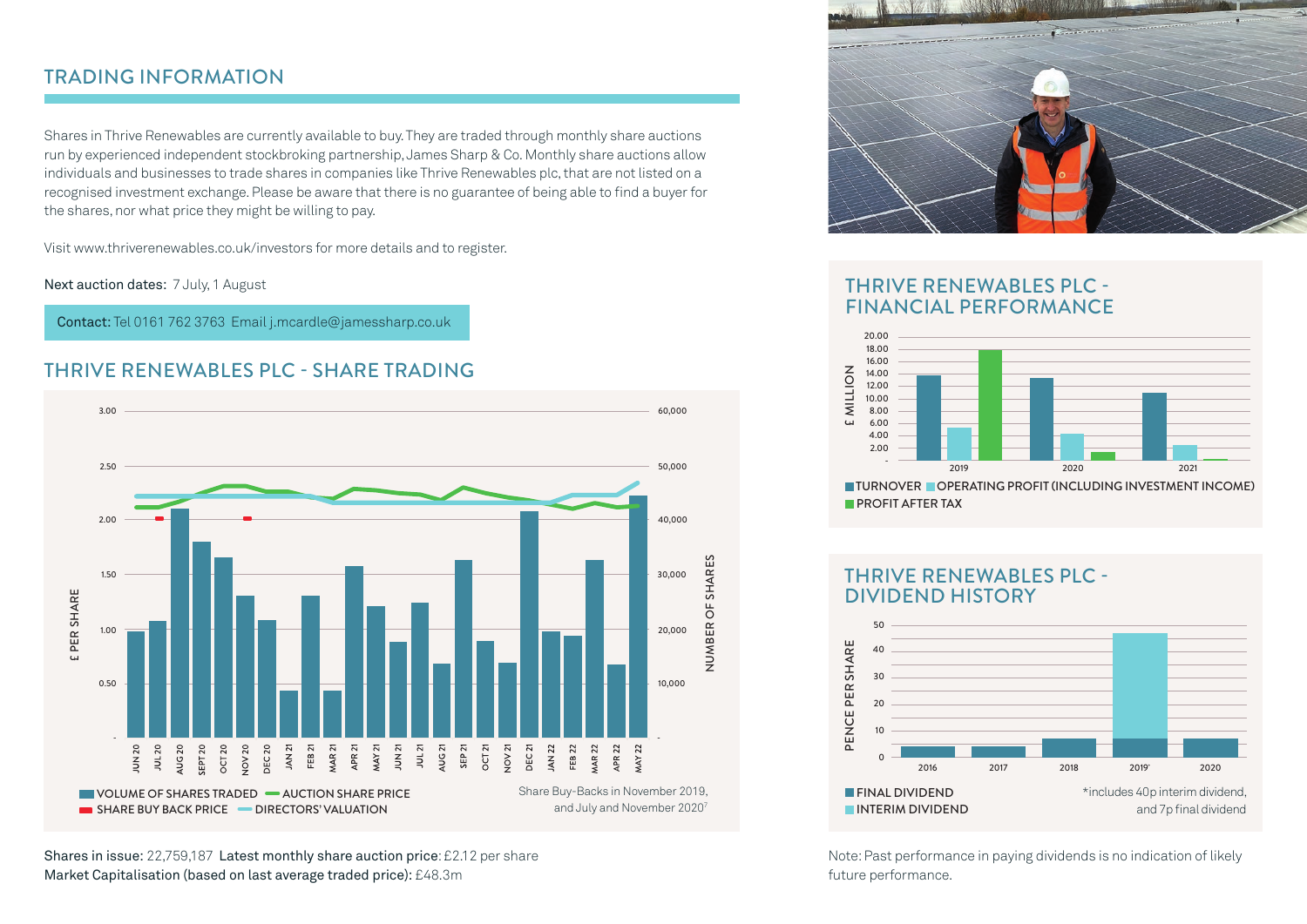## TRADING INFORMATION

Shares in Thrive Renewables are currently available to buy. They are traded through monthly share auctions run by experienced independent stockbroking partnership, James Sharp & Co. Monthly share auctions allow individuals and businesses to trade shares in companies like Thrive Renewables plc, that are not listed on a recognised investment exchange. Please be aware that there is no guarantee of being able to find a buyer for the shares, nor what price they might be willing to pay.

Visit www.thriverenewables.co.uk/investors for more details and to register.

**Next auction dates:** 7 July, 1 August

**Contact:** Tel 0161 762 3763 Email j.mcardle@jamessharp.co.uk

## THRIVE RENEWABLES PLC - SHARE TRADING

£ PER SHARE / NUMBER OF SHARES

JUN 20, JUL 20, AUG 20, SEPT 20, OCT 20, NOV 20, DEC 20, JAN 21, FEB 21, MAR 21, APR 21, MAY 21, JUN 21, JUL 21, AUG 21, SEP 21, OCT 21, NOV 21, DEC 21, JAN 22, FEB 22, MAR 22, APR 22, MAY 22

VOLUME OF SHARES TRADED — AUCTION SHARE PRICE — SHARE BUY BACK PRICE — DIRECTORS' VALUATION

Share Buy-Backs in November 2019, and July and November 2020[7]

**Shares in issue:** 22,759,187 **Latest monthly share auction price:** £2.12 per share
**Market Capitalisation (based on last average traded price):** £48.3m

## THRIVE RENEWABLES PLC - FINANCIAL PERFORMANCE

£ MILLION

2019, 2020, 2021

TURNOVER — OPERATING PROFIT (INCLUDING INVESTMENT INCOME) — PROFIT AFTER TAX

## THRIVE RENEWABLES PLC - DIVIDEND HISTORY

PENCE PER SHARE

2016, 2017, 2018, 2019*, 2020

FINAL DIVIDEND — INTERIM DIVIDEND

*includes 40p interim dividend, and 7p final dividend

Note: Past performance in paying dividends is no indication of likely future performance.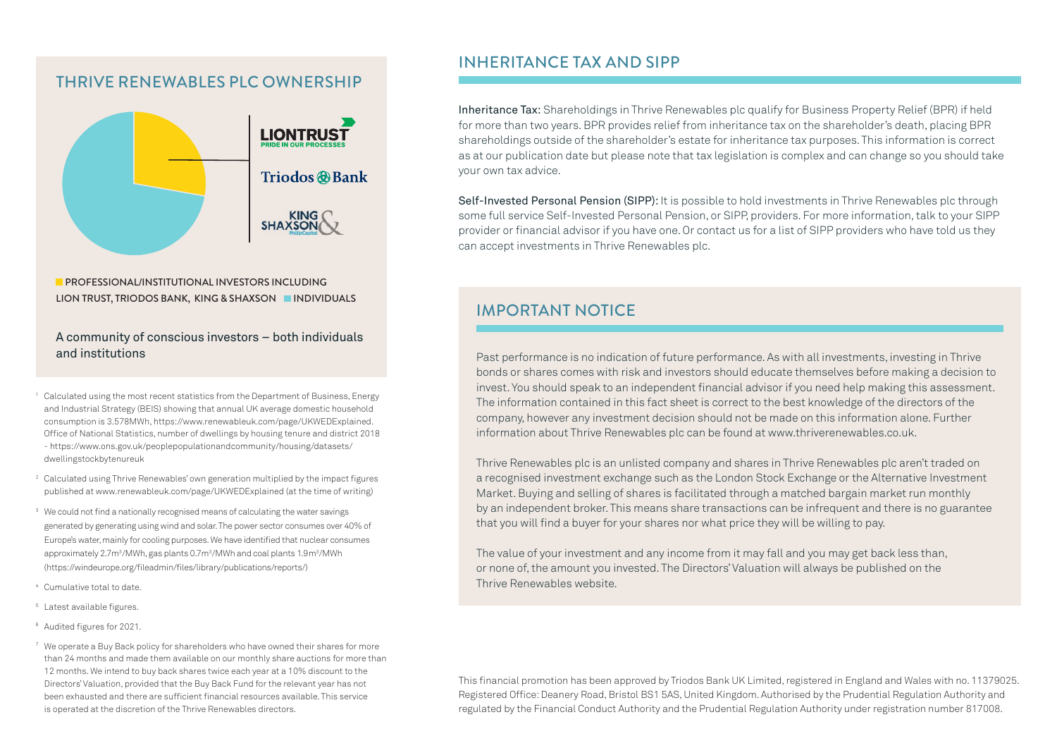## THRIVE RENEWABLES PLC OWNERSHIP

LIONTRUST
PRIDE IN OUR PROCESSES

Triodos Bank

KING & SHAXSON
PhilipCapital

PROFESSIONAL/INSTITUTIONAL INVESTORS INCLUDING LION TRUST, TRIODOS BANK, KING & SHAXSON

INDIVIDUALS

A community of conscious investors – both individuals and institutions

[1] Calculated using the most recent statistics from the Department of Business, Energy and Industrial Strategy (BEIS) showing that annual UK average domestic household consumption is 3.578MWh, https://www.renewableuk.com/page/UKWEDExplained. Office of National Statistics, number of dwellings by housing tenure and district 2018 - https://www.ons.gov.uk/peoplepopulationandcommunity/housing/datasets/dwellingstockbytenureuk

[2] Calculated using Thrive Renewables' own generation multiplied by the impact figures published at www.renewableuk.com/page/UKWEDExplained (at the time of writing)

[3] We could not find a nationally recognised means of calculating the water savings generated by generating using wind and solar. The power sector consumes over 40% of Europe's water, mainly for cooling purposes. We have identified that nuclear consumes approximately 2.7m$^3$/MWh, gas plants 0.7m$^3$/MWh and coal plants 1.9m$^3$/MWh (https://windeurope.org/fileadmin/files/library/publications/reports/)

[4] Cumulative total to date.

[5] Latest available figures.

[6] Audited figures for 2021.

[7] We operate a Buy Back policy for shareholders who have owned their shares for more than 24 months and made them available on our monthly share auctions for more than 12 months. We intend to buy back shares twice each year at a 10% discount to the Directors' Valuation, provided that the Buy Back Fund for the relevant year has not been exhausted and there are sufficient financial resources available. This service is operated at the discretion of the Thrive Renewables directors.

## INHERITANCE TAX AND SIPP

Inheritance Tax: Shareholdings in Thrive Renewables plc qualify for Business Property Relief (BPR) if held for more than two years. BPR provides relief from inheritance tax on the shareholder's death, placing BPR shareholdings outside of the shareholder's estate for inheritance tax purposes. This information is correct as at our publication date but please note that tax legislation is complex and can change so you should take your own tax advice.

Self-Invested Personal Pension (SIPP): It is possible to hold investments in Thrive Renewables plc through some full service Self-Invested Personal Pension, or SIPP, providers. For more information, talk to your SIPP provider or financial advisor if you have one. Or contact us for a list of SIPP providers who have told us they can accept investments in Thrive Renewables plc.

## IMPORTANT NOTICE

Past performance is no indication of future performance. As with all investments, investing in Thrive bonds or shares comes with risk and investors should educate themselves before making a decision to invest. You should speak to an independent financial advisor if you need help making this assessment. The information contained in this fact sheet is correct to the best knowledge of the directors of the company, however any investment decision should not be made on this information alone. Further information about Thrive Renewables plc can be found at www.thriverenewables.co.uk.

Thrive Renewables plc is an unlisted company and shares in Thrive Renewables plc aren't traded on a recognised investment exchange such as the London Stock Exchange or the Alternative Investment Market. Buying and selling of shares is facilitated through a matched bargain market run monthly by an independent broker. This means share transactions can be infrequent and there is no guarantee that you will find a buyer for your shares nor what price they will be willing to pay.

The value of your investment and any income from it may fall and you may get back less than, or none of, the amount you invested. The Directors' Valuation will always be published on the Thrive Renewables website.

This financial promotion has been approved by Triodos Bank UK Limited, registered in England and Wales with no. 11379025. Registered Office: Deanery Road, Bristol BS1 5AS, United Kingdom. Authorised by the Prudential Regulation Authority and regulated by the Financial Conduct Authority and the Prudential Regulation Authority under registration number 817008.